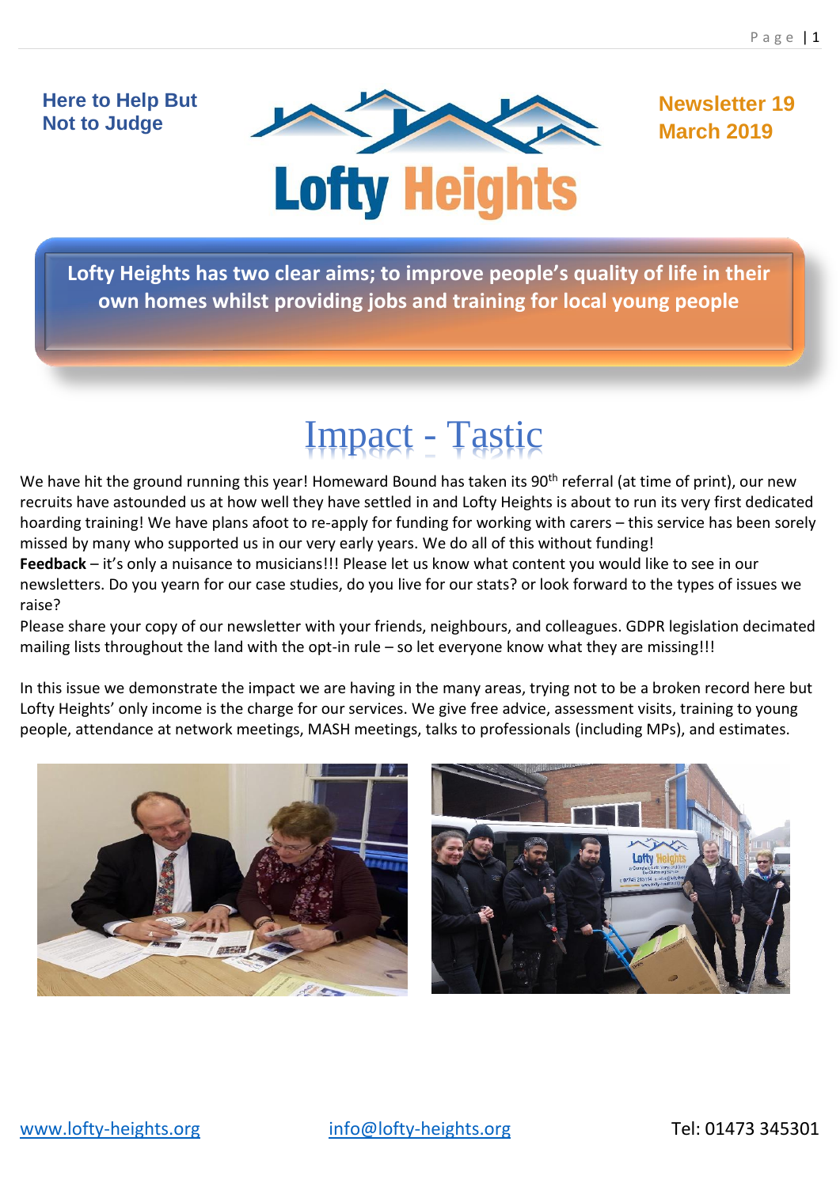Here to Help But Not to Judge

# Lofty Heights

**Newsletter 19**
**March 2019**

**Lofty Heights has two clear aims; to improve people's quality of life in their own homes whilst providing jobs and training for local young people**

# Impact - Tastic

We have hit the ground running this year! Homeward Bound has taken its 90th referral (at time of print), our new recruits have astounded us at how well they have settled in and Lofty Heights is about to run its very first dedicated hoarding training! We have plans afoot to re-apply for funding for working with carers – this service has been sorely missed by many who supported us in our very early years. We do all of this without funding!

**Feedback** – it's only a nuisance to musicians!!! Please let us know what content you would like to see in our newsletters. Do you yearn for our case studies, do you live for our stats? or look forward to the types of issues we raise?

Please share your copy of our newsletter with your friends, neighbours, and colleagues. GDPR legislation decimated mailing lists throughout the land with the opt-in rule – so let everyone know what they are missing!!!

In this issue we demonstrate the impact we are having in the many areas, trying not to be a broken record here but Lofty Heights' only income is the charge for our services. We give free advice, assessment visits, training to young people, attendance at network meetings, MASH meetings, talks to professionals (including MPs), and estimates.

www.lofty-heights.org info@lofty-heights.org Tel: 01473 345301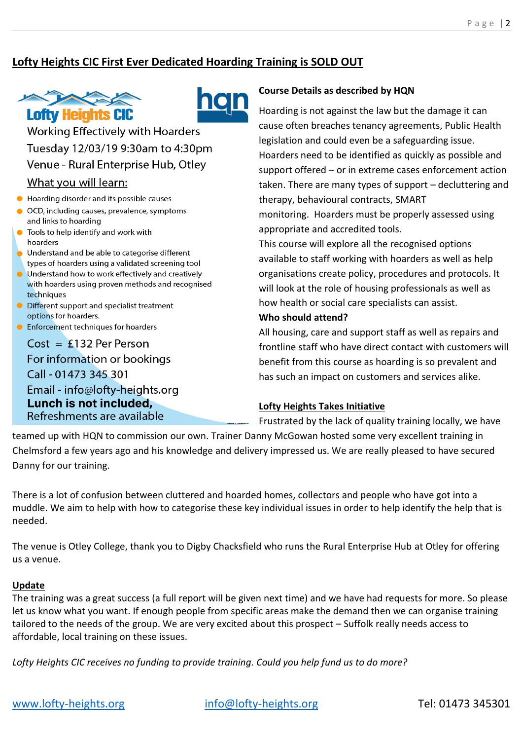## Lofty Heights CIC First Ever Dedicated Hoarding Training is SOLD OUT

Lofty Heights CIC

hqn

Working Effectively with Hoarders

Tuesday 12/03/19 9:30am to 4:30pm

Venue - Rural Enterprise Hub, Otley

What you will learn:

- Hoarding disorder and its possible causes
- OCD, including causes, prevalence, symptoms and links to hoarding
- Tools to help identify and work with hoarders
- Understand and be able to categorise different types of hoarders using a validated screening tool
- Understand how to work effectively and creatively with hoarders using proven methods and recognised techniques
- Different support and specialist treatment options for hoarders.
- Enforcement techniques for hoarders

Cost = £132 Per Person

For information or bookings

Call - 01473 345 301

Email - info@lofty-heights.org

**Lunch is not included,**

Refreshments are available

**Course Details as described by HQN**

Hoarding is not against the law but the damage it can cause often breaches tenancy agreements, Public Health legislation and could even be a safeguarding issue. Hoarders need to be identified as quickly as possible and support offered – or in extreme cases enforcement action taken. There are many types of support – decluttering and therapy, behavioural contracts, SMART monitoring. Hoarders must be properly assessed using appropriate and accredited tools.

This course will explore all the recognised options available to staff working with hoarders as well as help organisations create policy, procedures and protocols. It will look at the role of housing professionals as well as how health or social care specialists can assist.

**Who should attend?**

All housing, care and support staff as well as repairs and frontline staff who have direct contact with customers will benefit from this course as hoarding is so prevalent and has such an impact on customers and services alike.

### Lofty Heights Takes Initiative

Frustrated by the lack of quality training locally, we have teamed up with HQN to commission our own. Trainer Danny McGowan hosted some very excellent training in Chelmsford a few years ago and his knowledge and delivery impressed us. We are really pleased to have secured Danny for our training.

There is a lot of confusion between cluttered and hoarded homes, collectors and people who have got into a muddle. We aim to help with how to categorise these key individual issues in order to help identify the help that is needed.

The venue is Otley College, thank you to Digby Chacksfield who runs the Rural Enterprise Hub at Otley for offering us a venue.

### Update

The training was a great success (a full report will be given next time) and we have had requests for more. So please let us know what you want. If enough people from specific areas make the demand then we can organise training tailored to the needs of the group. We are very excited about this prospect – Suffolk really needs access to affordable, local training on these issues.

*Lofty Heights CIC receives no funding to provide training. Could you help fund us to do more?*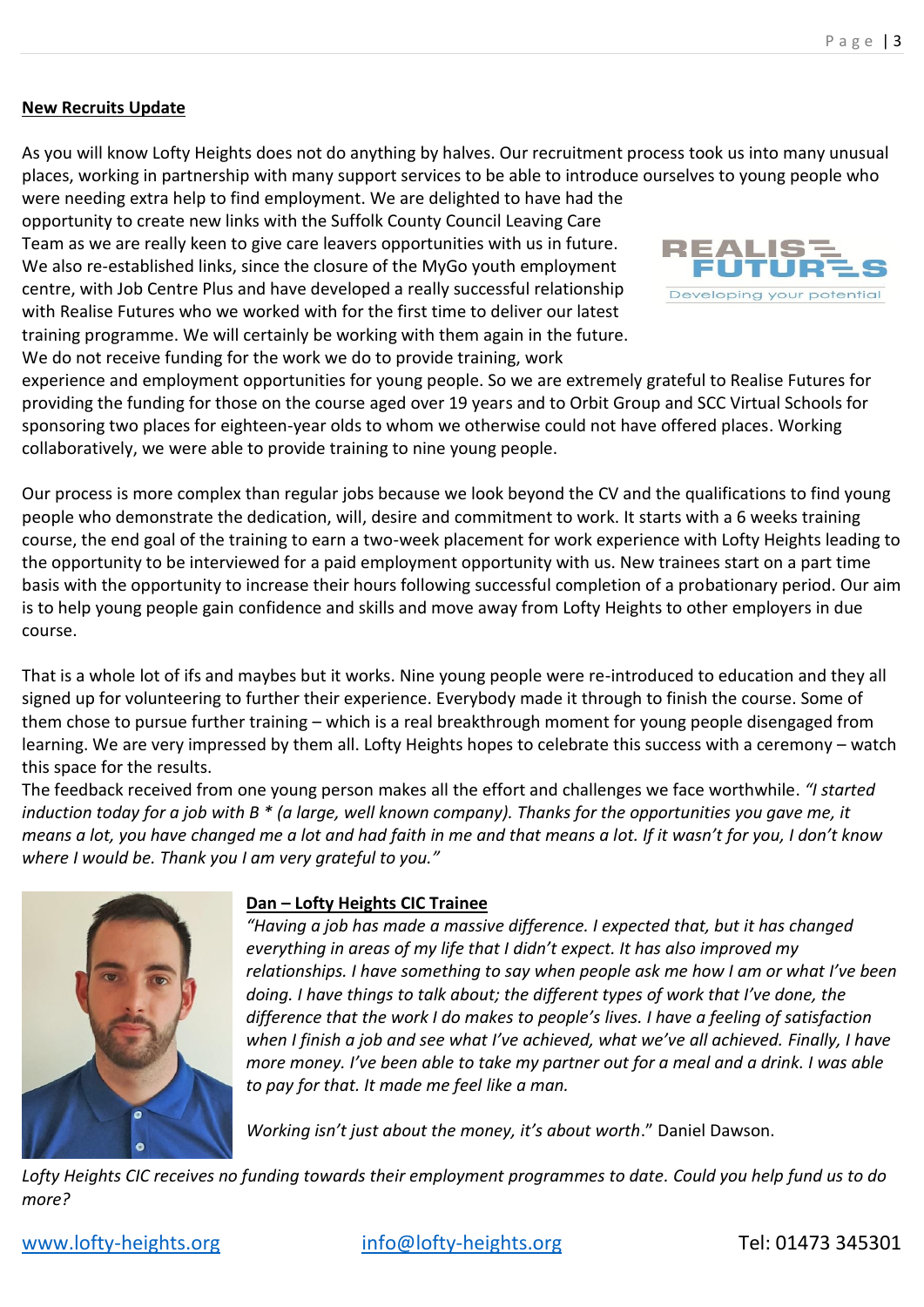**New Recruits Update**

As you will know Lofty Heights does not do anything by halves. Our recruitment process took us into many unusual places, working in partnership with many support services to be able to introduce ourselves to young people who were needing extra help to find employment. We are delighted to have had the opportunity to create new links with the Suffolk County Council Leaving Care Team as we are really keen to give care leavers opportunities with us in future. We also re-established links, since the closure of the MyGo youth employment centre, with Job Centre Plus and have developed a really successful relationship with Realise Futures who we worked with for the first time to deliver our latest training programme. We will certainly be working with them again in the future. We do not receive funding for the work we do to provide training, work experience and employment opportunities for young people. So we are extremely grateful to Realise Futures for providing the funding for those on the course aged over 19 years and to Orbit Group and SCC Virtual Schools for sponsoring two places for eighteen-year olds to whom we otherwise could not have offered places. Working collaboratively, we were able to provide training to nine young people.

Our process is more complex than regular jobs because we look beyond the CV and the qualifications to find young people who demonstrate the dedication, will, desire and commitment to work. It starts with a 6 weeks training course, the end goal of the training to earn a two-week placement for work experience with Lofty Heights leading to the opportunity to be interviewed for a paid employment opportunity with us. New trainees start on a part time basis with the opportunity to increase their hours following successful completion of a probationary period. Our aim is to help young people gain confidence and skills and move away from Lofty Heights to other employers in due course.

That is a whole lot of ifs and maybes but it works. Nine young people were re-introduced to education and they all signed up for volunteering to further their experience. Everybody made it through to finish the course. Some of them chose to pursue further training – which is a real breakthrough moment for young people disengaged from learning. We are very impressed by them all. Lofty Heights hopes to celebrate this success with a ceremony – watch this space for the results.

The feedback received from one young person makes all the effort and challenges we face worthwhile. *"I started induction today for a job with B * (a large, well known company). Thanks for the opportunities you gave me, it means a lot, you have changed me a lot and had faith in me and that means a lot. If it wasn't for you, I don't know where I would be. Thank you I am very grateful to you."*

**Dan – Lofty Heights CIC Trainee**

*"Having a job has made a massive difference. I expected that, but it has changed everything in areas of my life that I didn't expect. It has also improved my relationships. I have something to say when people ask me how I am or what I've been doing. I have things to talk about; the different types of work that I've done, the difference that the work I do makes to people's lives. I have a feeling of satisfaction when I finish a job and see what I've achieved, what we've all achieved. Finally, I have more money. I've been able to take my partner out for a meal and a drink. I was able to pay for that. It made me feel like a man.*

*Working isn't just about the money, it's about worth*." Daniel Dawson.

*Lofty Heights CIC receives no funding towards their employment programmes to date. Could you help fund us to do more?*

www.lofty-heights.org info@lofty-heights.org Tel: 01473 345301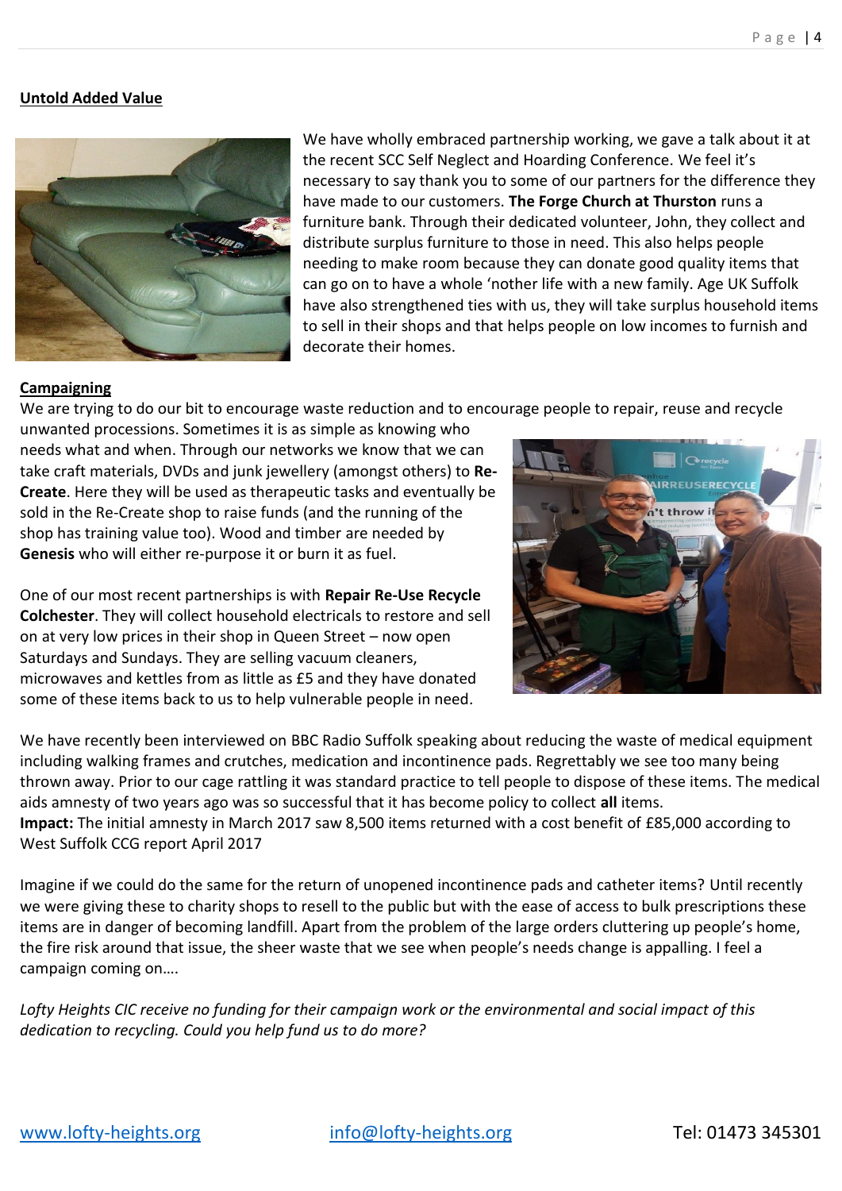## Untold Added Value

We have wholly embraced partnership working, we gave a talk about it at the recent SCC Self Neglect and Hoarding Conference. We feel it's necessary to say thank you to some of our partners for the difference they have made to our customers. **The Forge Church at Thurston** runs a furniture bank. Through their dedicated volunteer, John, they collect and distribute surplus furniture to those in need. This also helps people needing to make room because they can donate good quality items that can go on to have a whole 'nother life with a new family. Age UK Suffolk have also strengthened ties with us, they will take surplus household items to sell in their shops and that helps people on low incomes to furnish and decorate their homes.

## Campaigning

We are trying to do our bit to encourage waste reduction and to encourage people to repair, reuse and recycle unwanted processions. Sometimes it is as simple as knowing who needs what and when. Through our networks we know that we can take craft materials, DVDs and junk jewellery (amongst others) to **Re-Create**. Here they will be used as therapeutic tasks and eventually be sold in the Re-Create shop to raise funds (and the running of the shop has training value too). Wood and timber are needed by **Genesis** who will either re-purpose it or burn it as fuel.

One of our most recent partnerships is with **Repair Re-Use Recycle Colchester**. They will collect household electricals to restore and sell on at very low prices in their shop in Queen Street – now open Saturdays and Sundays. They are selling vacuum cleaners, microwaves and kettles from as little as £5 and they have donated some of these items back to us to help vulnerable people in need.

We have recently been interviewed on BBC Radio Suffolk speaking about reducing the waste of medical equipment including walking frames and crutches, medication and incontinence pads. Regrettably we see too many being thrown away. Prior to our cage rattling it was standard practice to tell people to dispose of these items. The medical aids amnesty of two years ago was so successful that it has become policy to collect **all** items.

**Impact:** The initial amnesty in March 2017 saw 8,500 items returned with a cost benefit of £85,000 according to West Suffolk CCG report April 2017

Imagine if we could do the same for the return of unopened incontinence pads and catheter items? Until recently we were giving these to charity shops to resell to the public but with the ease of access to bulk prescriptions these items are in danger of becoming landfill. Apart from the problem of the large orders cluttering up people's home, the fire risk around that issue, the sheer waste that we see when people's needs change is appalling. I feel a campaign coming on….

*Lofty Heights CIC receive no funding for their campaign work or the environmental and social impact of this dedication to recycling. Could you help fund us to do more?*

www.lofty-heights.org     info@lofty-heights.org     Tel: 01473 345301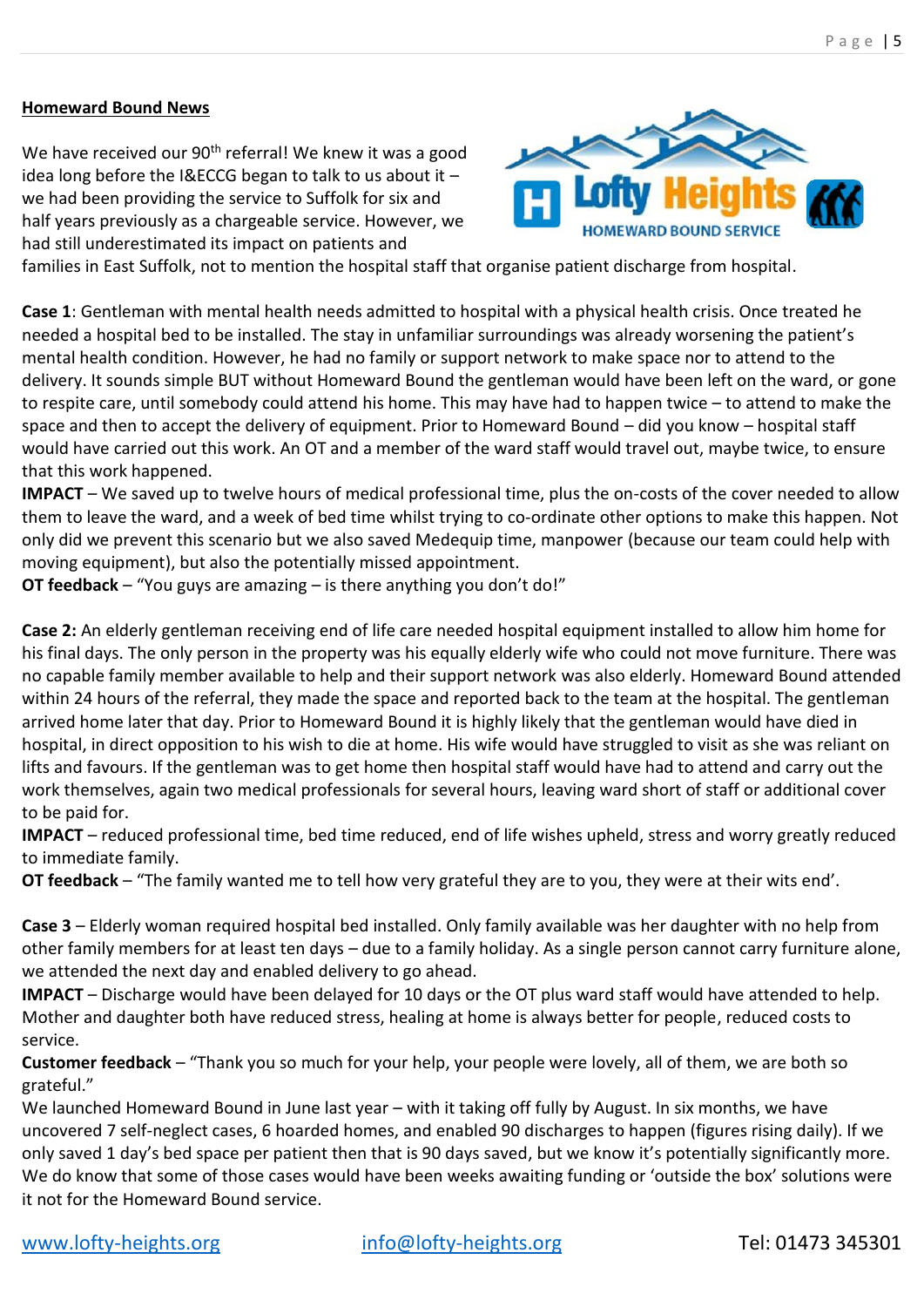**Homeward Bound News**

We have received our 90th referral! We knew it was a good idea long before the I&ECCG began to talk to us about it – we had been providing the service to Suffolk for six and half years previously as a chargeable service. However, we had still underestimated its impact on patients and families in East Suffolk, not to mention the hospital staff that organise patient discharge from hospital.

**Case 1**: Gentleman with mental health needs admitted to hospital with a physical health crisis. Once treated he needed a hospital bed to be installed. The stay in unfamiliar surroundings was already worsening the patient's mental health condition. However, he had no family or support network to make space nor to attend to the delivery. It sounds simple BUT without Homeward Bound the gentleman would have been left on the ward, or gone to respite care, until somebody could attend his home. This may have had to happen twice – to attend to make the space and then to accept the delivery of equipment. Prior to Homeward Bound – did you know – hospital staff would have carried out this work. An OT and a member of the ward staff would travel out, maybe twice, to ensure that this work happened.

**IMPACT** – We saved up to twelve hours of medical professional time, plus the on-costs of the cover needed to allow them to leave the ward, and a week of bed time whilst trying to co-ordinate other options to make this happen. Not only did we prevent this scenario but we also saved Medequip time, manpower (because our team could help with moving equipment), but also the potentially missed appointment.

**OT feedback** – "You guys are amazing – is there anything you don't do!"

**Case 2:** An elderly gentleman receiving end of life care needed hospital equipment installed to allow him home for his final days. The only person in the property was his equally elderly wife who could not move furniture. There was no capable family member available to help and their support network was also elderly. Homeward Bound attended within 24 hours of the referral, they made the space and reported back to the team at the hospital. The gentleman arrived home later that day. Prior to Homeward Bound it is highly likely that the gentleman would have died in hospital, in direct opposition to his wish to die at home. His wife would have struggled to visit as she was reliant on lifts and favours. If the gentleman was to get home then hospital staff would have had to attend and carry out the work themselves, again two medical professionals for several hours, leaving ward short of staff or additional cover to be paid for.

**IMPACT** – reduced professional time, bed time reduced, end of life wishes upheld, stress and worry greatly reduced to immediate family.

**OT feedback** – "The family wanted me to tell how very grateful they are to you, they were at their wits end'.

**Case 3** – Elderly woman required hospital bed installed. Only family available was her daughter with no help from other family members for at least ten days – due to a family holiday. As a single person cannot carry furniture alone, we attended the next day and enabled delivery to go ahead.

**IMPACT** – Discharge would have been delayed for 10 days or the OT plus ward staff would have attended to help. Mother and daughter both have reduced stress, healing at home is always better for people, reduced costs to service.

**Customer feedback** – "Thank you so much for your help, your people were lovely, all of them, we are both so grateful."

We launched Homeward Bound in June last year – with it taking off fully by August. In six months, we have uncovered 7 self-neglect cases, 6 hoarded homes, and enabled 90 discharges to happen (figures rising daily). If we only saved 1 day's bed space per patient then that is 90 days saved, but we know it's potentially significantly more. We do know that some of those cases would have been weeks awaiting funding or 'outside the box' solutions were it not for the Homeward Bound service.

www.lofty-heights.org info@lofty-heights.org Tel: 01473 345301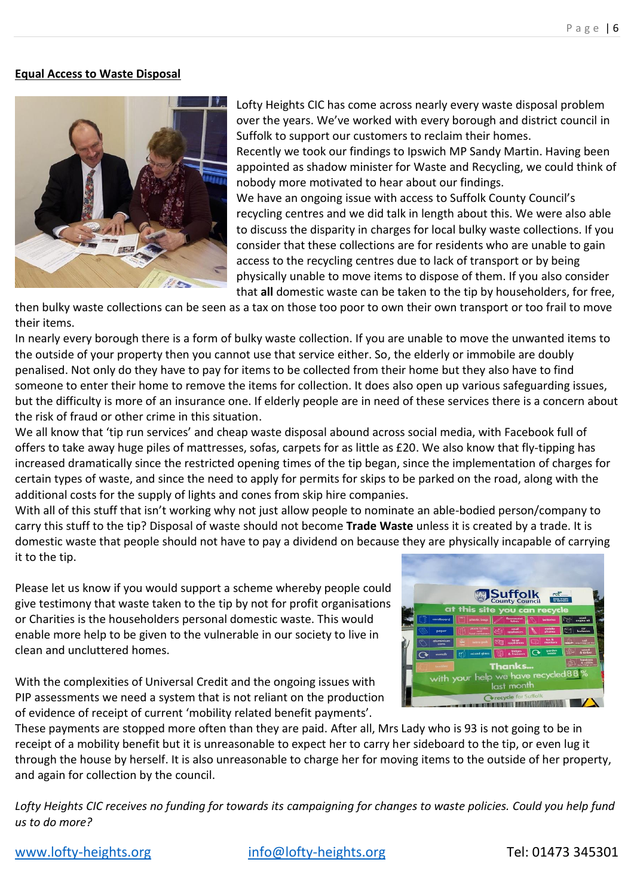**Equal Access to Waste Disposal**

Lofty Heights CIC has come across nearly every waste disposal problem over the years. We've worked with every borough and district council in Suffolk to support our customers to reclaim their homes.
Recently we took our findings to Ipswich MP Sandy Martin. Having been appointed as shadow minister for Waste and Recycling, we could think of nobody more motivated to hear about our findings.
We have an ongoing issue with access to Suffolk County Council's recycling centres and we did talk in length about this. We were also able to discuss the disparity in charges for local bulky waste collections. If you consider that these collections are for residents who are unable to gain access to the recycling centres due to lack of transport or by being physically unable to move items to dispose of them. If you also consider that **all** domestic waste can be taken to the tip by householders, for free, then bulky waste collections can be seen as a tax on those too poor to own their own transport or too frail to move their items.
In nearly every borough there is a form of bulky waste collection. If you are unable to move the unwanted items to the outside of your property then you cannot use that service either. So, the elderly or immobile are doubly penalised. Not only do they have to pay for items to be collected from their home but they also have to find someone to enter their home to remove the items for collection. It does also open up various safeguarding issues, but the difficulty is more of an insurance one. If elderly people are in need of these services there is a concern about the risk of fraud or other crime in this situation.
We all know that 'tip run services' and cheap waste disposal abound across social media, with Facebook full of offers to take away huge piles of mattresses, sofas, carpets for as little as £20. We also know that fly-tipping has increased dramatically since the restricted opening times of the tip began, since the implementation of charges for certain types of waste, and since the need to apply for permits for skips to be parked on the road, along with the additional costs for the supply of lights and cones from skip hire companies.
With all of this stuff that isn't working why not just allow people to nominate an able-bodied person/company to carry this stuff to the tip? Disposal of waste should not become **Trade Waste** unless it is created by a trade. It is domestic waste that people should not have to pay a dividend on because they are physically incapable of carrying it to the tip.

Please let us know if you would support a scheme whereby people could give testimony that waste taken to the tip by not for profit organisations or Charities is the householders personal domestic waste. This would enable more help to be given to the vulnerable in our society to live in clean and uncluttered homes.

With the complexities of Universal Credit and the ongoing issues with PIP assessments we need a system that is not reliant on the production of evidence of receipt of current 'mobility related benefit payments'. These payments are stopped more often than they are paid. After all, Mrs Lady who is 93 is not going to be in receipt of a mobility benefit but it is unreasonable to expect her to carry her sideboard to the tip, or even lug it through the house by herself. It is also unreasonable to charge her for moving items to the outside of her property, and again for collection by the council.

*Lofty Heights CIC receives no funding for towards its campaigning for changes to waste policies. Could you help fund us to do more?*

www.lofty-heights.org info@lofty-heights.org Tel: 01473 345301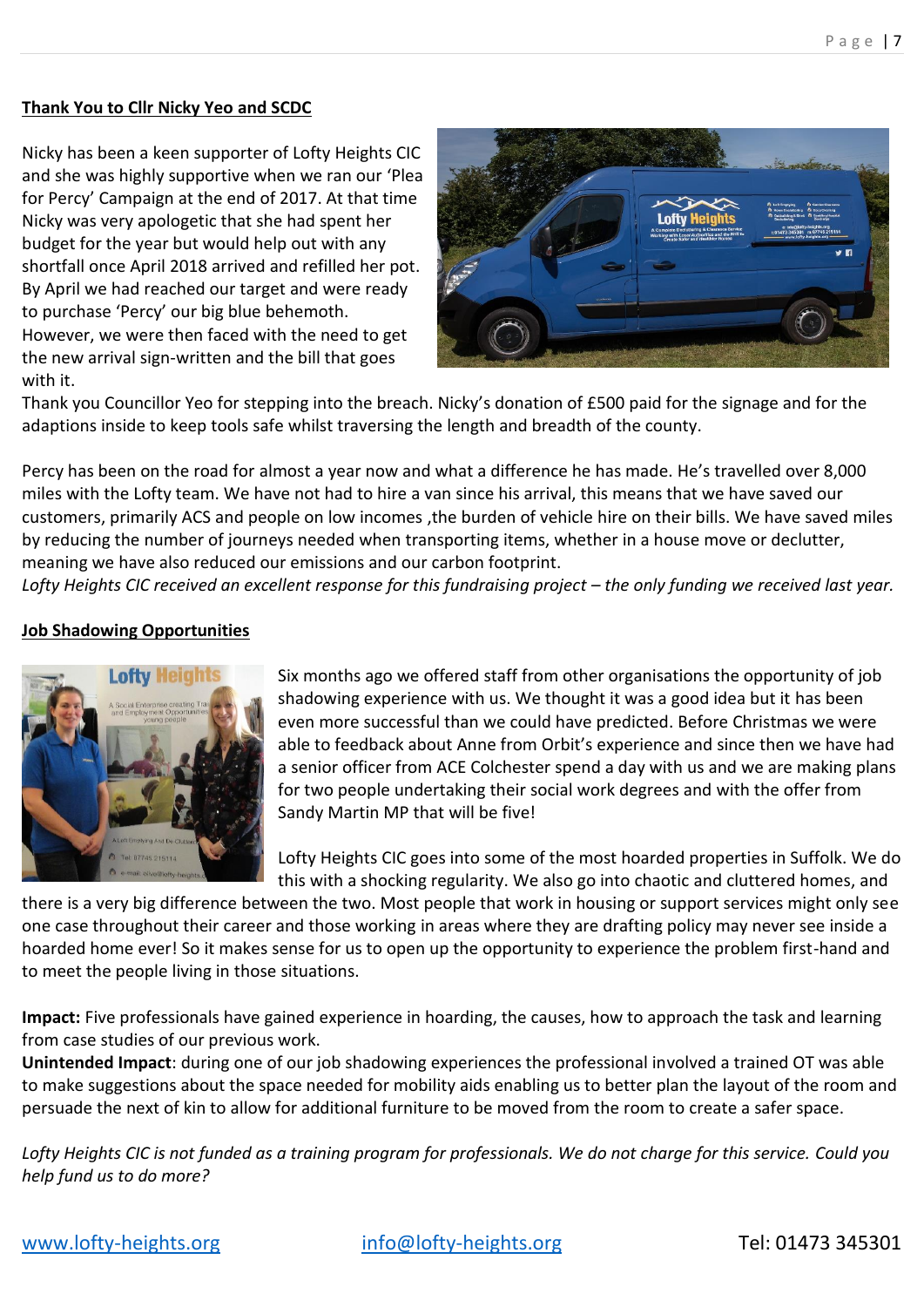## Thank You to Cllr Nicky Yeo and SCDC

Nicky has been a keen supporter of Lofty Heights CIC and she was highly supportive when we ran our 'Plea for Percy' Campaign at the end of 2017. At that time Nicky was very apologetic that she had spent her budget for the year but would help out with any shortfall once April 2018 arrived and refilled her pot. By April we had reached our target and were ready to purchase 'Percy' our big blue behemoth. However, we were then faced with the need to get the new arrival sign-written and the bill that goes with it.

Thank you Councillor Yeo for stepping into the breach. Nicky's donation of £500 paid for the signage and for the adaptions inside to keep tools safe whilst traversing the length and breadth of the county.

Percy has been on the road for almost a year now and what a difference he has made. He's travelled over 8,000 miles with the Lofty team. We have not had to hire a van since his arrival, this means that we have saved our customers, primarily ACS and people on low incomes ,the burden of vehicle hire on their bills. We have saved miles by reducing the number of journeys needed when transporting items, whether in a house move or declutter, meaning we have also reduced our emissions and our carbon footprint.

*Lofty Heights CIC received an excellent response for this fundraising project – the only funding we received last year.*

## Job Shadowing Opportunities

Six months ago we offered staff from other organisations the opportunity of job shadowing experience with us. We thought it was a good idea but it has been even more successful than we could have predicted. Before Christmas we were able to feedback about Anne from Orbit's experience and since then we have had a senior officer from ACE Colchester spend a day with us and we are making plans for two people undertaking their social work degrees and with the offer from Sandy Martin MP that will be five!

Lofty Heights CIC goes into some of the most hoarded properties in Suffolk. We do this with a shocking regularity. We also go into chaotic and cluttered homes, and there is a very big difference between the two. Most people that work in housing or support services might only see one case throughout their career and those working in areas where they are drafting policy may never see inside a hoarded home ever! So it makes sense for us to open up the opportunity to experience the problem first-hand and to meet the people living in those situations.

**Impact:** Five professionals have gained experience in hoarding, the causes, how to approach the task and learning from case studies of our previous work.

**Unintended Impact**: during one of our job shadowing experiences the professional involved a trained OT was able to make suggestions about the space needed for mobility aids enabling us to better plan the layout of the room and persuade the next of kin to allow for additional furniture to be moved from the room to create a safer space.

*Lofty Heights CIC is not funded as a training program for professionals. We do not charge for this service. Could you help fund us to do more?*

www.lofty-heights.org info@lofty-heights.org Tel: 01473 345301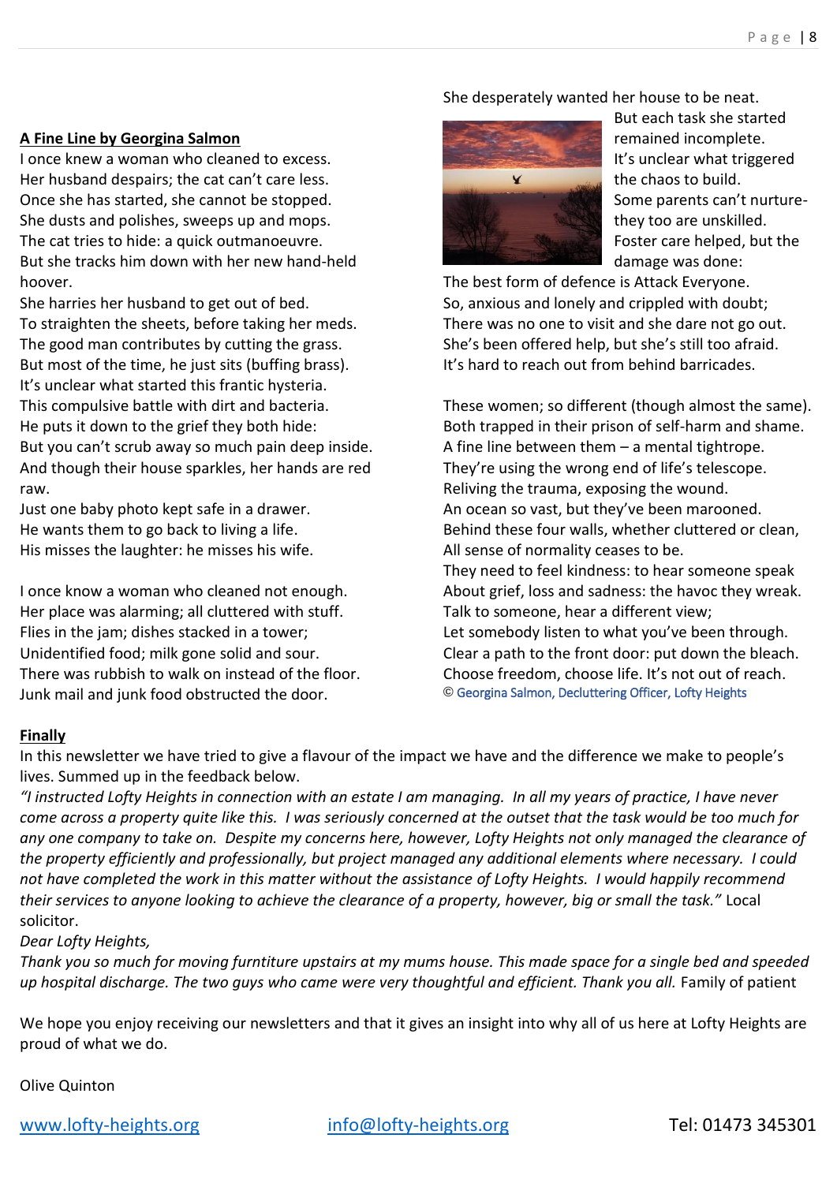**A Fine Line by Georgina Salmon**

I once knew a woman who cleaned to excess.
Her husband despairs; the cat can't care less.
Once she has started, she cannot be stopped.
She dusts and polishes, sweeps up and mops.
The cat tries to hide: a quick outmanoeuvre.
But she tracks him down with her new hand-held hoover.
She harries her husband to get out of bed.
To straighten the sheets, before taking her meds.
The good man contributes by cutting the grass.
But most of the time, he just sits (buffing brass).
It's unclear what started this frantic hysteria.
This compulsive battle with dirt and bacteria.
He puts it down to the grief they both hide:
But you can't scrub away so much pain deep inside.
And though their house sparkles, her hands are red raw.
Just one baby photo kept safe in a drawer.
He wants them to go back to living a life.
His misses the laughter: he misses his wife.

I once know a woman who cleaned not enough.
Her place was alarming; all cluttered with stuff.
Flies in the jam; dishes stacked in a tower;
Unidentified food; milk gone solid and sour.
There was rubbish to walk on instead of the floor.
Junk mail and junk food obstructed the door.
She desperately wanted her house to be neat.
But each task she started remained incomplete.
It's unclear what triggered the chaos to build.
Some parents can't nurture- they too are unskilled.
Foster care helped, but the damage was done:
The best form of defence is Attack Everyone.
So, anxious and lonely and crippled with doubt;
There was no one to visit and she dare not go out.
She's been offered help, but she's still too afraid.
It's hard to reach out from behind barricades.

These women; so different (though almost the same).
Both trapped in their prison of self-harm and shame.
A fine line between them – a mental tightrope.
They're using the wrong end of life's telescope.
Reliving the trauma, exposing the wound.
An ocean so vast, but they've been marooned.
Behind these four walls, whether cluttered or clean,
All sense of normality ceases to be.
They need to feel kindness: to hear someone speak
About grief, loss and sadness: the havoc they wreak.
Talk to someone, hear a different view;
Let somebody listen to what you've been through.
Clear a path to the front door: put down the bleach.
Choose freedom, choose life. It's not out of reach.

© Georgina Salmon, Decluttering Officer, Lofty Heights

**Finally**

In this newsletter we have tried to give a flavour of the impact we have and the difference we make to people's lives. Summed up in the feedback below.

*"I instructed Lofty Heights in connection with an estate I am managing. In all my years of practice, I have never come across a property quite like this. I was seriously concerned at the outset that the task would be too much for any one company to take on. Despite my concerns here, however, Lofty Heights not only managed the clearance of the property efficiently and professionally, but project managed any additional elements where necessary. I could not have completed the work in this matter without the assistance of Lofty Heights. I would happily recommend their services to anyone looking to achieve the clearance of a property, however, big or small the task."* Local solicitor.

*Dear Lofty Heights,*

*Thank you so much for moving furntiture upstairs at my mums house. This made space for a single bed and speeded up hospital discharge. The two guys who came were very thoughtful and efficient. Thank you all.* Family of patient

We hope you enjoy receiving our newsletters and that it gives an insight into why all of us here at Lofty Heights are proud of what we do.

Olive Quinton

[www.lofty-heights.org](http://www.lofty-heights.org) [info@lofty-heights.org](mailto:info@lofty-heights.org) Tel: 01473 345301